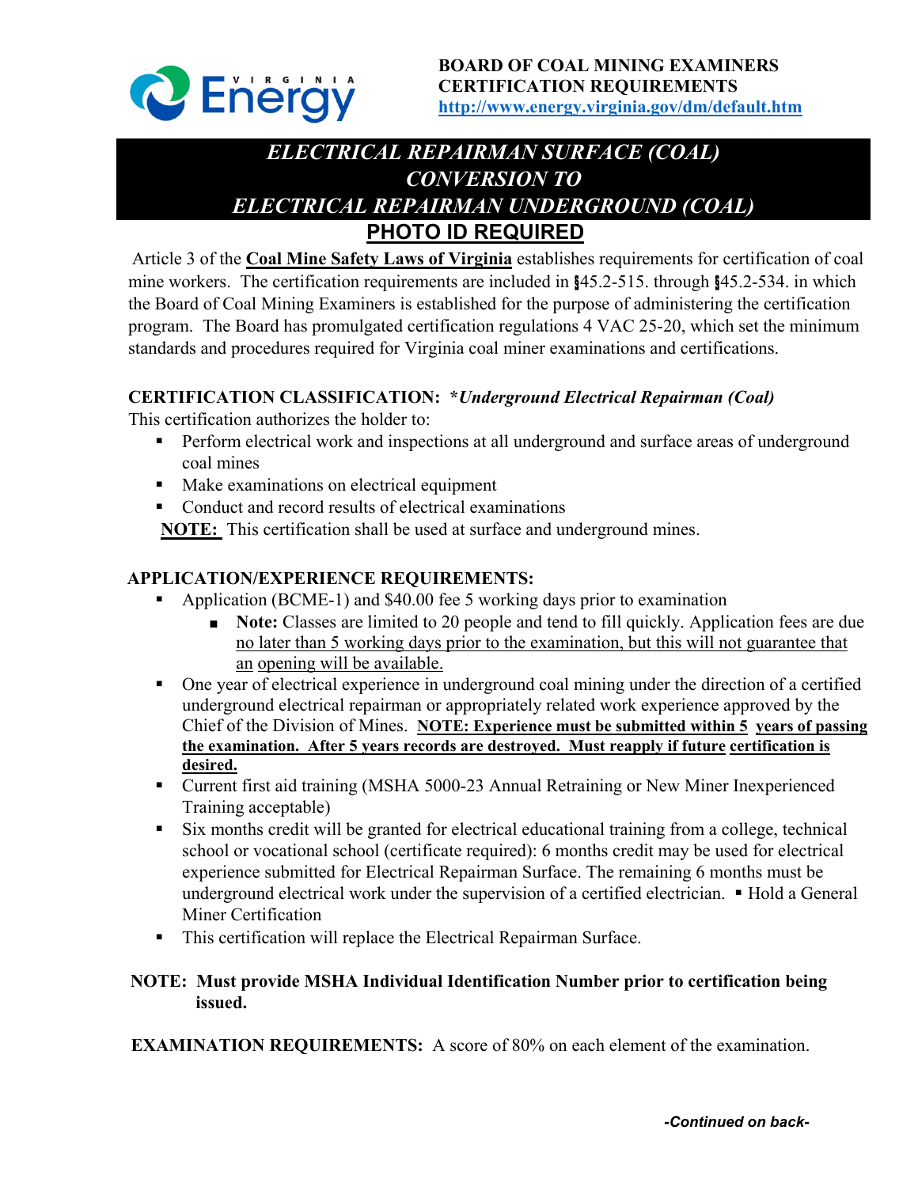**BOARD OF COAL MINING EXAMINERS**
**CERTIFICATION REQUIREMENTS**
**http://www.energy.virginia.gov/dm/default.htm**

# *ELECTRICAL REPAIRMAN SURFACE (COAL) CONVERSION TO ELECTRICAL REPAIRMAN UNDERGROUND (COAL)*

## PHOTO ID REQUIRED

Article 3 of the **Coal Mine Safety Laws of Virginia** establishes requirements for certification of coal mine workers. The certification requirements are included in §45.2-515. through §45.2-534. in which the Board of Coal Mining Examiners is established for the purpose of administering the certification program. The Board has promulgated certification regulations 4 VAC 25-20, which set the minimum standards and procedures required for Virginia coal miner examinations and certifications.

**CERTIFICATION CLASSIFICATION:** ***Underground Electrical Repairman (Coal)**

This certification authorizes the holder to:

- Perform electrical work and inspections at all underground and surface areas of underground coal mines
- Make examinations on electrical equipment
- Conduct and record results of electrical examinations

**NOTE:** This certification shall be used at surface and underground mines.

**APPLICATION/EXPERIENCE REQUIREMENTS:**

- Application (BCME-1) and $40.00 fee 5 working days prior to examination
  - **Note:** Classes are limited to 20 people and tend to fill quickly. Application fees are due no later than 5 working days prior to the examination, but this will not guarantee that an opening will be available.
- One year of electrical experience in underground coal mining under the direction of a certified underground electrical repairman or appropriately related work experience approved by the Chief of the Division of Mines. **NOTE: Experience must be submitted within 5 years of passing the examination. After 5 years records are destroyed. Must reapply if future certification is desired.**
- Current first aid training (MSHA 5000-23 Annual Retraining or New Miner Inexperienced Training acceptable)
- Six months credit will be granted for electrical educational training from a college, technical school or vocational school (certificate required): 6 months credit may be used for electrical experience submitted for Electrical Repairman Surface. The remaining 6 months must be underground electrical work under the supervision of a certified electrician.
- Hold a General Miner Certification
- This certification will replace the Electrical Repairman Surface.

**NOTE: Must provide MSHA Individual Identification Number prior to certification being issued.**

**EXAMINATION REQUIREMENTS:** A score of 80% on each element of the examination.

***-Continued on back-***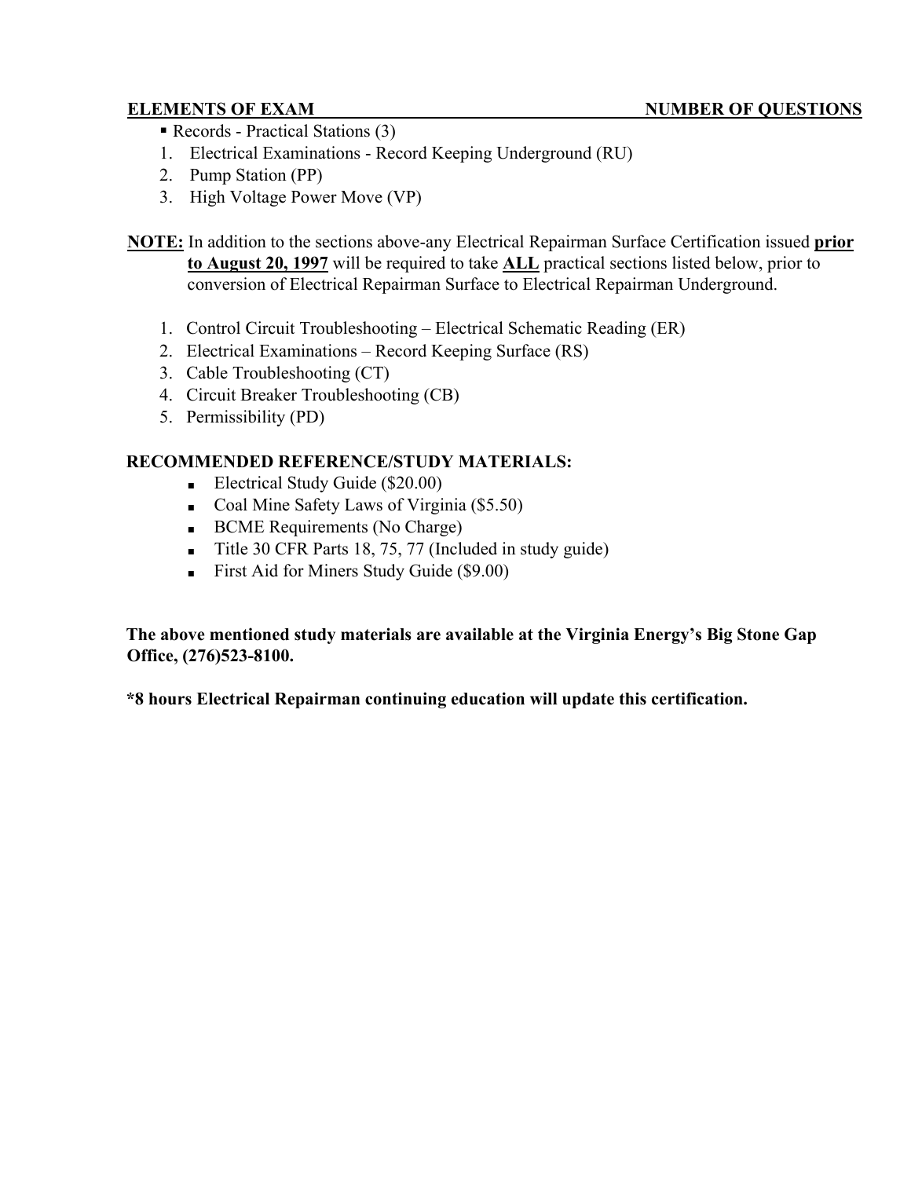**ELEMENTS OF EXAM** **NUMBER OF QUESTIONS**

- Records - Practical Stations (3)

1. Electrical Examinations - Record Keeping Underground (RU)
2. Pump Station (PP)
3. High Voltage Power Move (VP)

**NOTE:** In addition to the sections above-any Electrical Repairman Surface Certification issued **prior to August 20, 1997** will be required to take **ALL** practical sections listed below, prior to conversion of Electrical Repairman Surface to Electrical Repairman Underground.

1. Control Circuit Troubleshooting – Electrical Schematic Reading (ER)
2. Electrical Examinations – Record Keeping Surface (RS)
3. Cable Troubleshooting (CT)
4. Circuit Breaker Troubleshooting (CB)
5. Permissibility (PD)

**RECOMMENDED REFERENCE/STUDY MATERIALS:**

- Electrical Study Guide ($20.00)
- Coal Mine Safety Laws of Virginia ($5.50)
- BCME Requirements (No Charge)
- Title 30 CFR Parts 18, 75, 77 (Included in study guide)
- First Aid for Miners Study Guide ($9.00)

**The above mentioned study materials are available at the Virginia Energy's Big Stone Gap Office, (276)523-8100.**

**\*8 hours Electrical Repairman continuing education will update this certification.**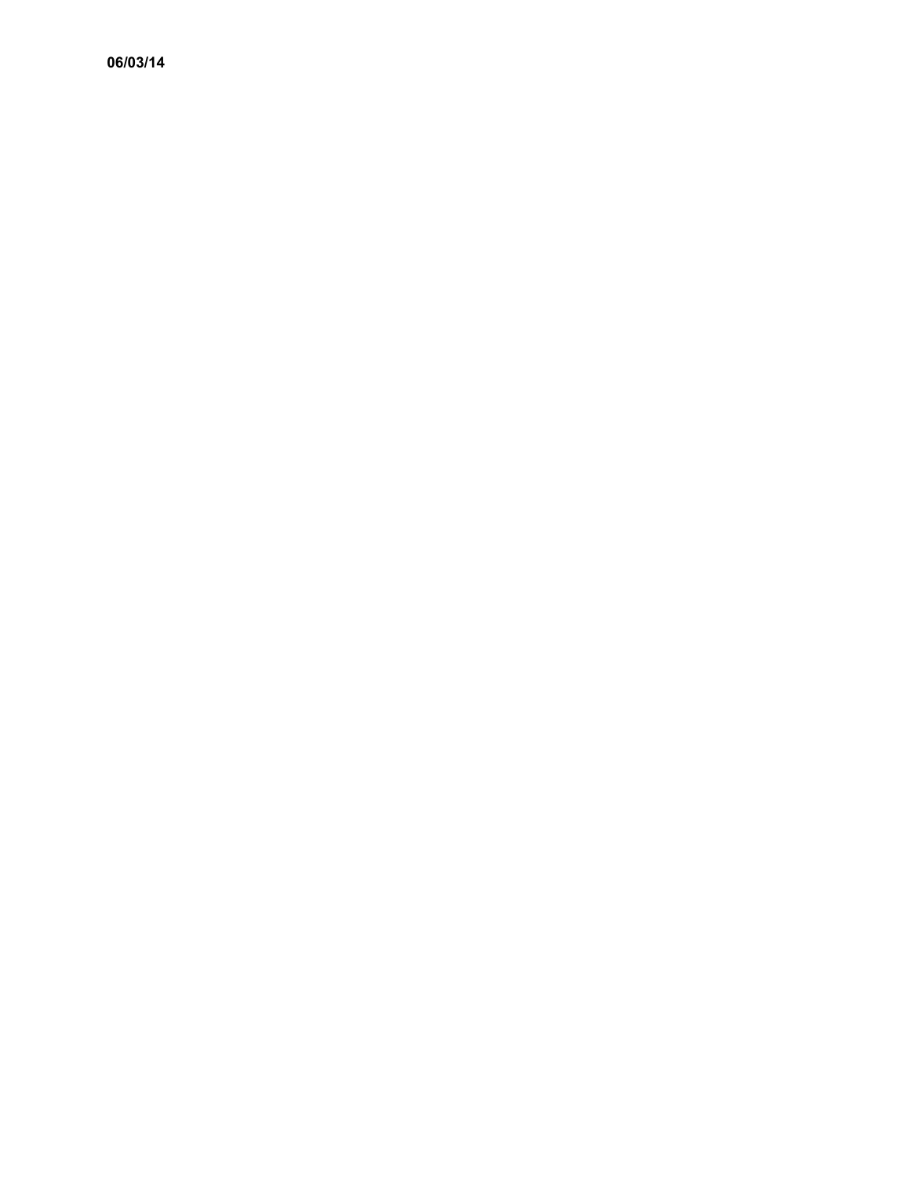**06/03/14**